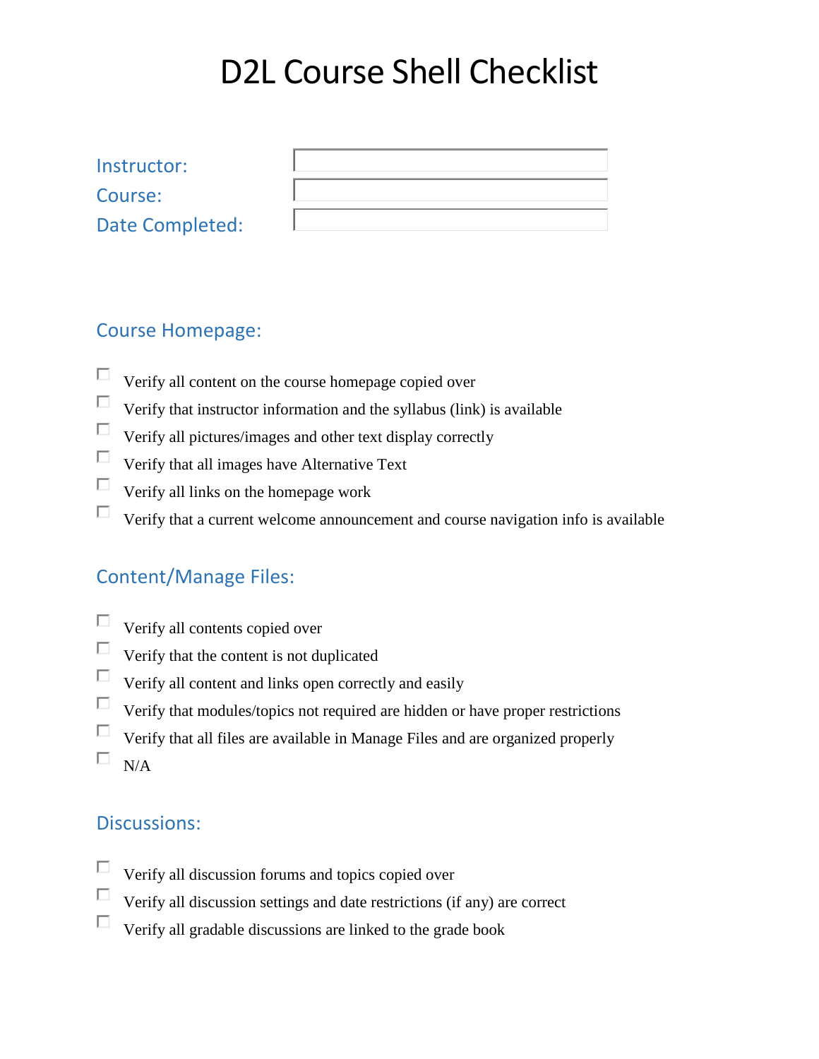# D2L Course Shell Checklist

Instructor:

Course:

Date Completed:

## Course Homepage:

- [ ] Verify all content on the course homepage copied over
- [ ] Verify that instructor information and the syllabus (link) is available
- [ ] Verify all pictures/images and other text display correctly
- [ ] Verify that all images have Alternative Text
- [ ] Verify all links on the homepage work
- [ ] Verify that a current welcome announcement and course navigation info is available

## Content/Manage Files:

- [ ] Verify all contents copied over
- [ ] Verify that the content is not duplicated
- [ ] Verify all content and links open correctly and easily
- [ ] Verify that modules/topics not required are hidden or have proper restrictions
- [ ] Verify that all files are available in Manage Files and are organized properly
- [ ] N/A

## Discussions:

- [ ] Verify all discussion forums and topics copied over
- [ ] Verify all discussion settings and date restrictions (if any) are correct
- [ ] Verify all gradable discussions are linked to the grade book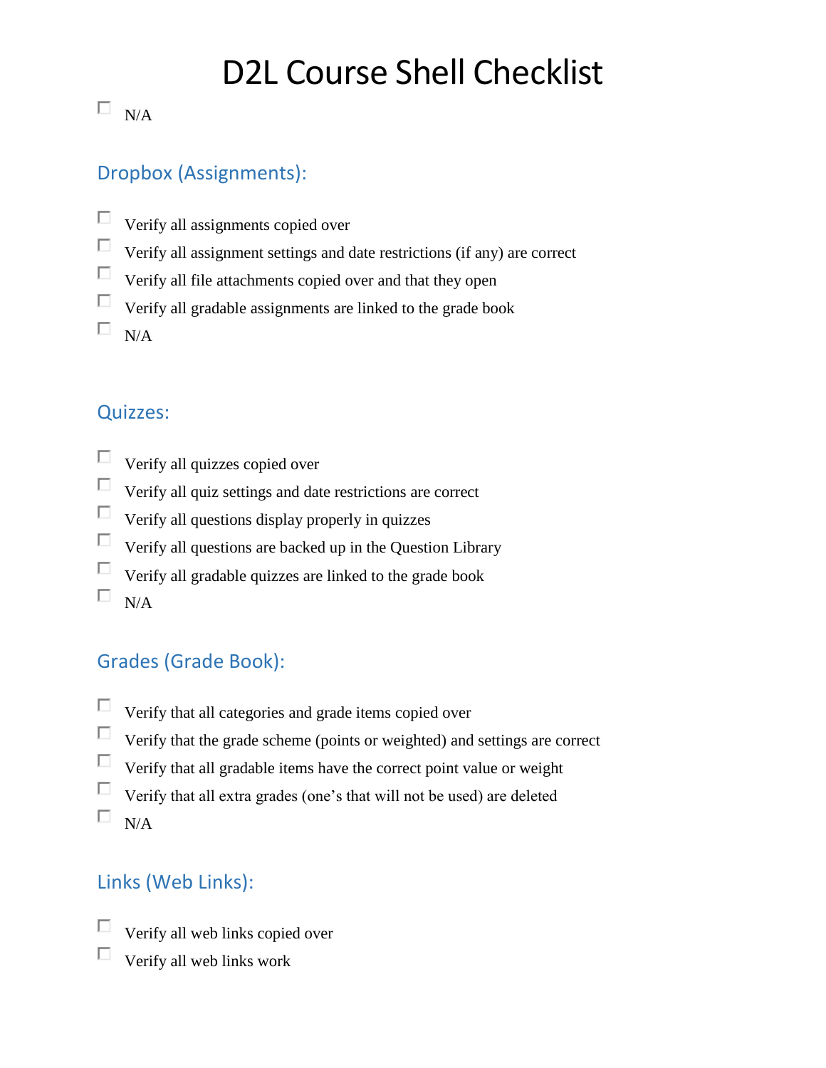# D2L Course Shell Checklist

- [ ] N/A

## Dropbox (Assignments):

- [ ] Verify all assignments copied over
- [ ] Verify all assignment settings and date restrictions (if any) are correct
- [ ] Verify all file attachments copied over and that they open
- [ ] Verify all gradable assignments are linked to the grade book
- [ ] N/A

## Quizzes:

- [ ] Verify all quizzes copied over
- [ ] Verify all quiz settings and date restrictions are correct
- [ ] Verify all questions display properly in quizzes
- [ ] Verify all questions are backed up in the Question Library
- [ ] Verify all gradable quizzes are linked to the grade book
- [ ] N/A

## Grades (Grade Book):

- [ ] Verify that all categories and grade items copied over
- [ ] Verify that the grade scheme (points or weighted) and settings are correct
- [ ] Verify that all gradable items have the correct point value or weight
- [ ] Verify that all extra grades (one's that will not be used) are deleted
- [ ] N/A

## Links (Web Links):

- [ ] Verify all web links copied over
- [ ] Verify all web links work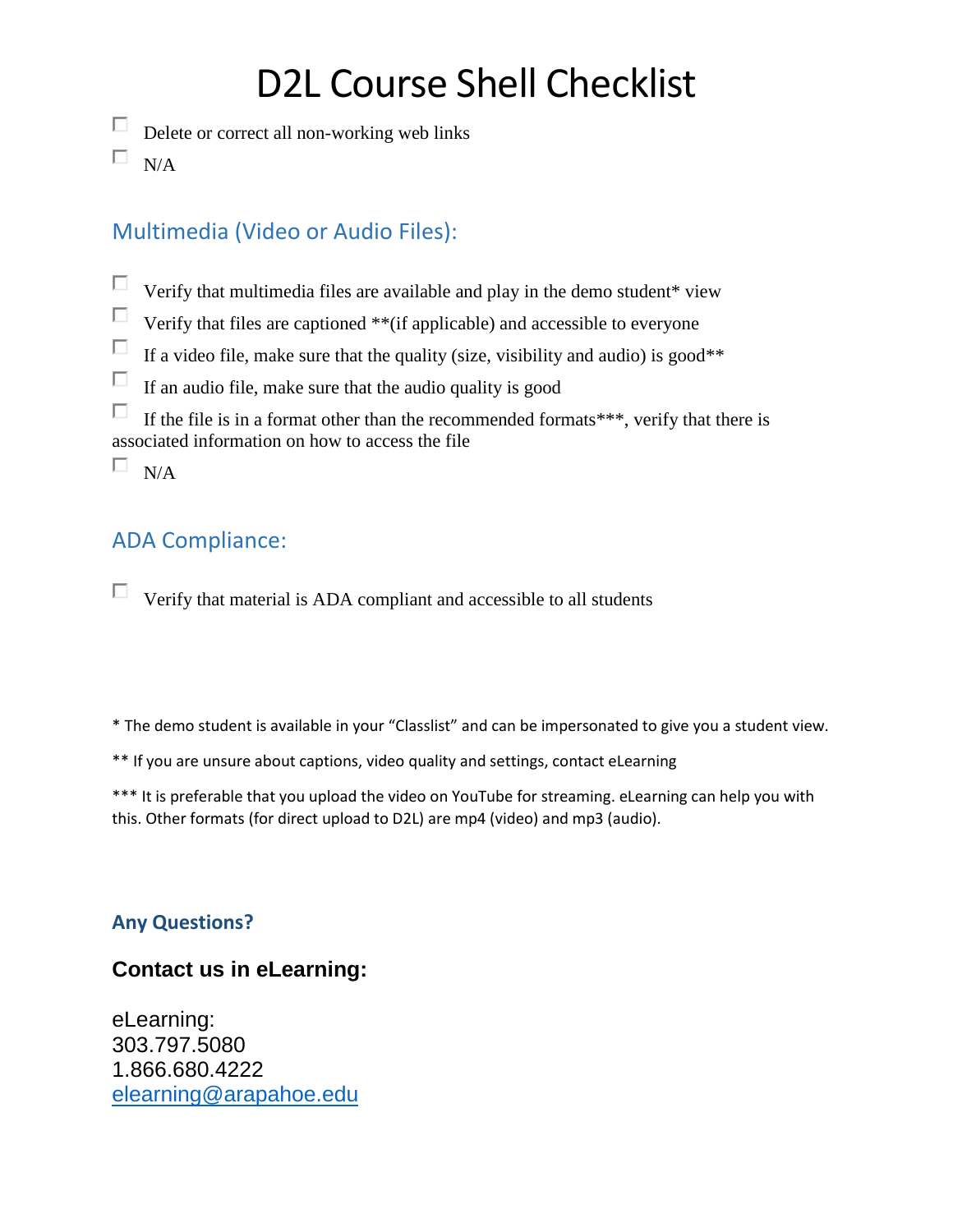# D2L Course Shell Checklist

- [ ] Delete or correct all non-working web links
- [ ] N/A

## Multimedia (Video or Audio Files):

- [ ] Verify that multimedia files are available and play in the demo student* view
- [ ] Verify that files are captioned **(if applicable) and accessible to everyone
- [ ] If a video file, make sure that the quality (size, visibility and audio) is good**
- [ ] If an audio file, make sure that the audio quality is good
- [ ] If the file is in a format other than the recommended formats***, verify that there is associated information on how to access the file
- [ ] N/A

## ADA Compliance:

- [ ] Verify that material is ADA compliant and accessible to all students

* The demo student is available in your "Classlist" and can be impersonated to give you a student view.

** If you are unsure about captions, video quality and settings, contact eLearning

*** It is preferable that you upload the video on YouTube for streaming. eLearning can help you with this. Other formats (for direct upload to D2L) are mp4 (video) and mp3 (audio).

### Any Questions?

### Contact us in eLearning:

eLearning:
303.797.5080
1.866.680.4222
[elearning@arapahoe.edu](mailto:elearning@arapahoe.edu)